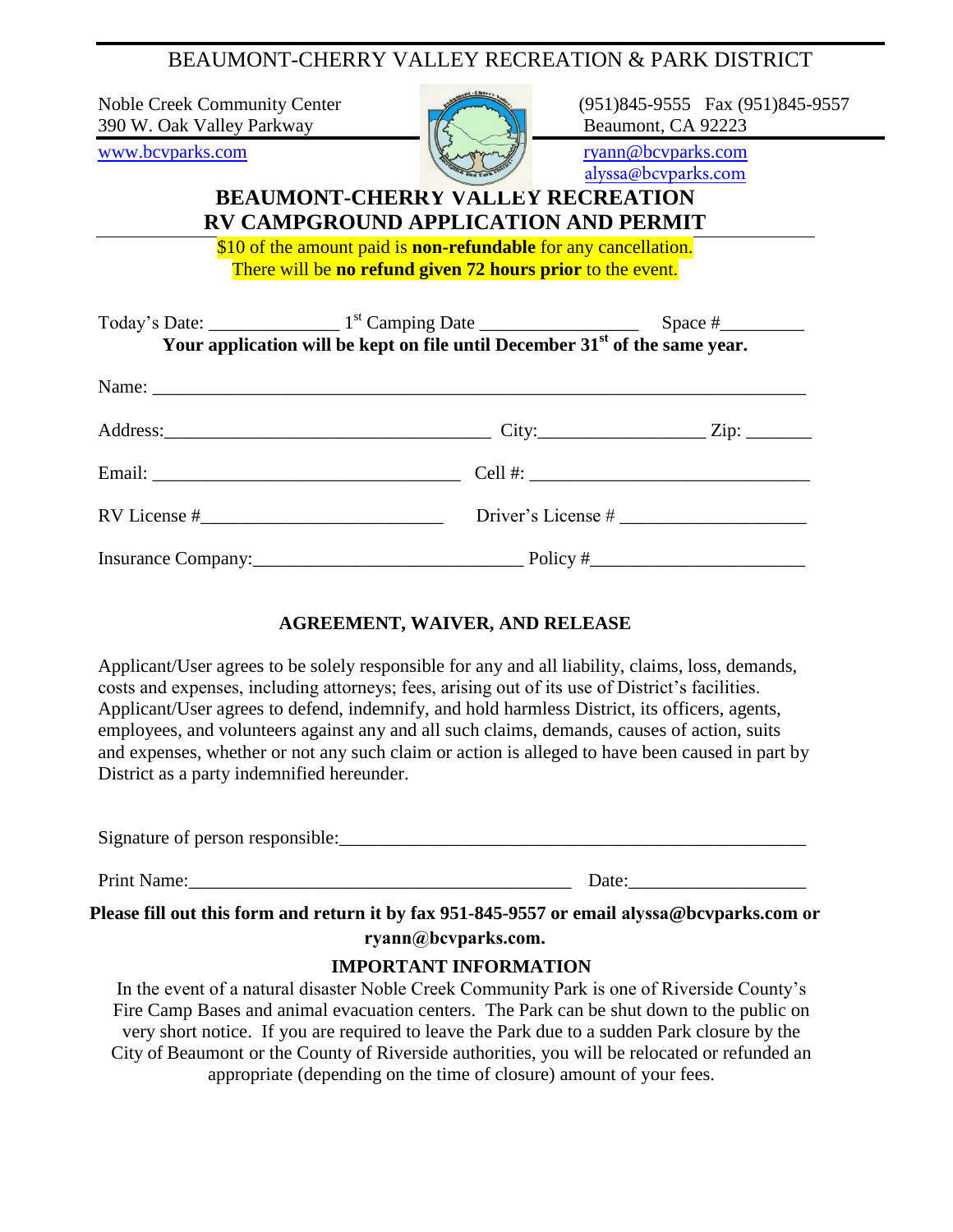# BEAUMONT-CHERRY VALLEY RECREATION & PARK DISTRICT

Noble Creek Community Center
390 W. Oak Valley Parkway
www.bcvparks.com

(951)845-9555 Fax (951)845-9557
Beaumont, CA 92223
ryann@bcvparks.com
alyssa@bcvparks.com

## BEAUMONT-CHERRY VALLEY RECREATION
## RV CAMPGROUND APPLICATION AND PERMIT

$10 of the amount paid is **non-refundable** for any cancellation.
There will be **no refund given 72 hours prior** to the event.

Today's Date: _____________ 1st Camping Date ________________ Space #_________

**Your application will be kept on file until December 31st of the same year.**

Name: ______________________________________________________________________

Address:___________________________________ City:_________________ Zip: _______

Email: ________________________________ Cell #: _____________________________

RV License #_________________________ Driver's License # ___________________

Insurance Company:____________________________ Policy #______________________

### AGREEMENT, WAIVER, AND RELEASE

Applicant/User agrees to be solely responsible for any and all liability, claims, loss, demands, costs and expenses, including attorneys; fees, arising out of its use of District's facilities. Applicant/User agrees to defend, indemnify, and hold harmless District, its officers, agents, employees, and volunteers against any and all such claims, demands, causes of action, suits and expenses, whether or not any such claim or action is alleged to have been caused in part by District as a party indemnified hereunder.

Signature of person responsible:__________________________________________________

Print Name:________________________________________ Date:___________________

**Please fill out this form and return it by fax 951-845-9557 or email alyssa@bcvparks.com or ryann@bcvparks.com.**

### IMPORTANT INFORMATION

In the event of a natural disaster Noble Creek Community Park is one of Riverside County's Fire Camp Bases and animal evacuation centers. The Park can be shut down to the public on very short notice. If you are required to leave the Park due to a sudden Park closure by the City of Beaumont or the County of Riverside authorities, you will be relocated or refunded an appropriate (depending on the time of closure) amount of your fees.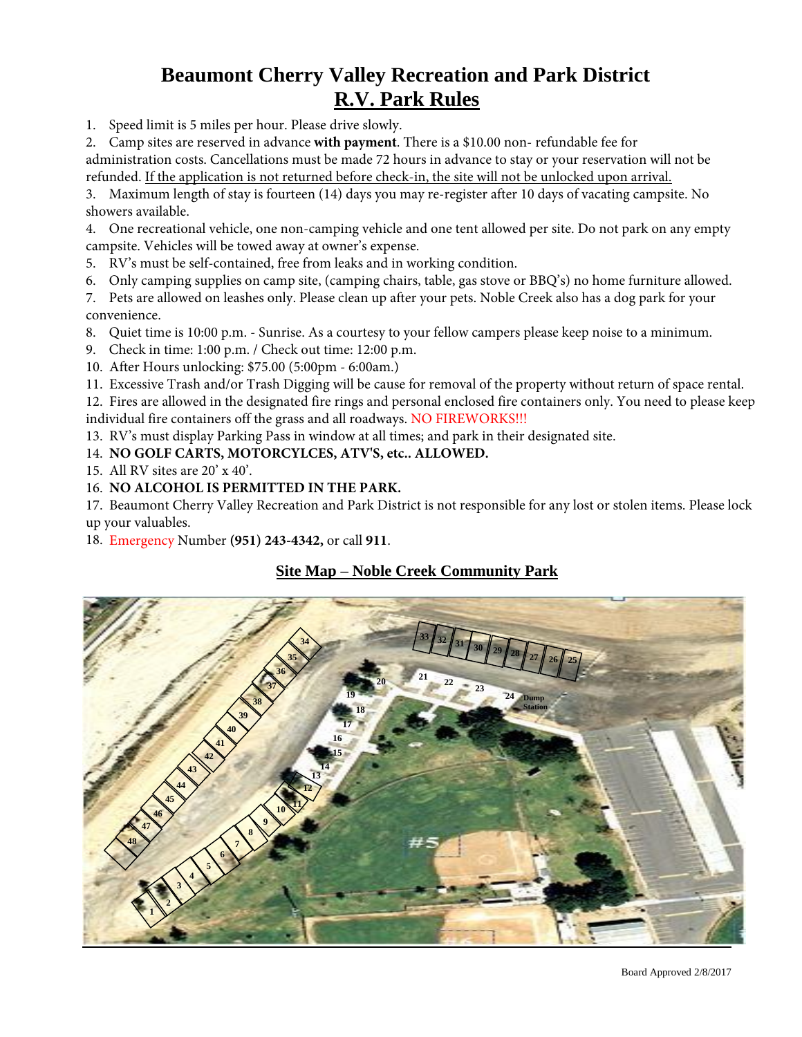# Beaumont Cherry Valley Recreation and Park District

## R.V. Park Rules

1. Speed limit is 5 miles per hour. Please drive slowly.
2. Camp sites are reserved in advance **with payment**. There is a $10.00 non- refundable fee for administration costs. Cancellations must be made 72 hours in advance to stay or your reservation will not be refunded. If the application is not returned before check-in, the site will not be unlocked upon arrival.
3. Maximum length of stay is fourteen (14) days you may re-register after 10 days of vacating campsite. No showers available.
4. One recreational vehicle, one non-camping vehicle and one tent allowed per site. Do not park on any empty campsite. Vehicles will be towed away at owner's expense.
5. RV's must be self-contained, free from leaks and in working condition.
6. Only camping supplies on camp site, (camping chairs, table, gas stove or BBQ's) no home furniture allowed.
7. Pets are allowed on leashes only. Please clean up after your pets. Noble Creek also has a dog park for your convenience.
8. Quiet time is 10:00 p.m. - Sunrise. As a courtesy to your fellow campers please keep noise to a minimum.
9. Check in time: 1:00 p.m. / Check out time: 12:00 p.m.
10. After Hours unlocking: $75.00 (5:00pm - 6:00am.)
11. Excessive Trash and/or Trash Digging will be cause for removal of the property without return of space rental.
12. Fires are allowed in the designated fire rings and personal enclosed fire containers only. You need to please keep individual fire containers off the grass and all roadways. NO FIREWORKS!!!
13. RV's must display Parking Pass in window at all times; and park in their designated site.
14. **NO GOLF CARTS, MOTORCYLCES, ATV'S, etc.. ALLOWED.**
15. All RV sites are 20' x 40'.
16. **NO ALCOHOL IS PERMITTED IN THE PARK.**
17. Beaumont Cherry Valley Recreation and Park District is not responsible for any lost or stolen items. Please lock up your valuables.
18. Emergency Number **(951) 243-4342,** or call **911**.

## Site Map – Noble Creek Community Park

1 2 3 4 5 6 7 8 9 10 11 12 13 14 15 16 17 18 19 20 21 22 23 24 25 26 27 28 29 30 31 32 33 34 35 36 37 38 39 40 41 42 43 44 45 46 47 48

Dump Station

#5

Board Approved 2/8/2017